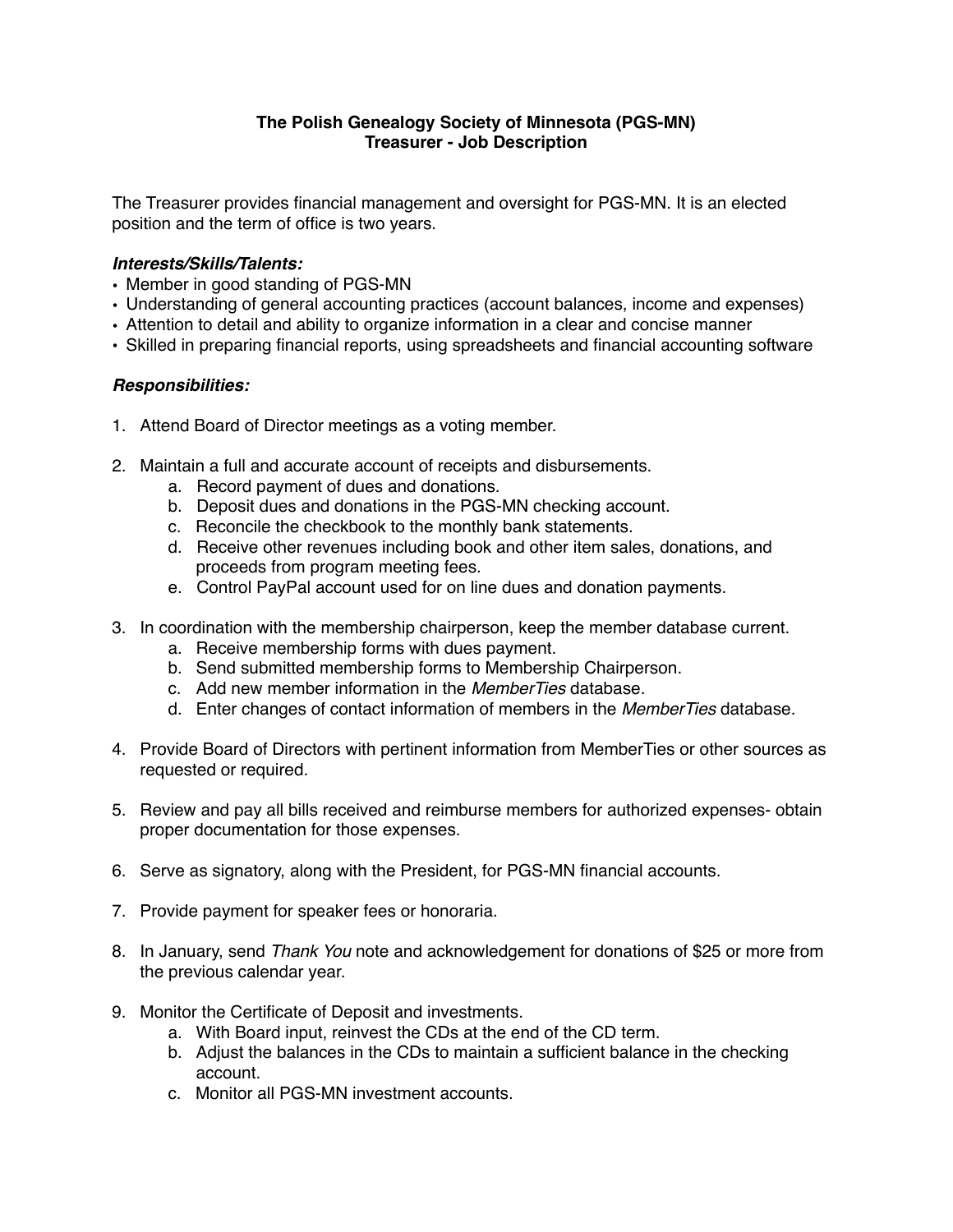# The Polish Genealogy Society of Minnesota (PGS-MN)
## Treasurer - Job Description

The Treasurer provides financial management and oversight for PGS-MN. It is an elected position and the term of office is two years.

### *Interests/Skills/Talents:*

- Member in good standing of PGS-MN
- Understanding of general accounting practices (account balances, income and expenses)
- Attention to detail and ability to organize information in a clear and concise manner
- Skilled in preparing financial reports, using spreadsheets and financial accounting software

### *Responsibilities:*

1. Attend Board of Director meetings as a voting member.

2. Maintain a full and accurate account of receipts and disbursements.
   a. Record payment of dues and donations.
   b. Deposit dues and donations in the PGS-MN checking account.
   c. Reconcile the checkbook to the monthly bank statements.
   d. Receive other revenues including book and other item sales, donations, and proceeds from program meeting fees.
   e. Control PayPal account used for on line dues and donation payments.

3. In coordination with the membership chairperson, keep the member database current.
   a. Receive membership forms with dues payment.
   b. Send submitted membership forms to Membership Chairperson.
   c. Add new member information in the *MemberTies* database.
   d. Enter changes of contact information of members in the *MemberTies* database.

4. Provide Board of Directors with pertinent information from MemberTies or other sources as requested or required.

5. Review and pay all bills received and reimburse members for authorized expenses- obtain proper documentation for those expenses.

6. Serve as signatory, along with the President, for PGS-MN financial accounts.

7. Provide payment for speaker fees or honoraria.

8. In January, send *Thank You* note and acknowledgement for donations of $25 or more from the previous calendar year.

9. Monitor the Certificate of Deposit and investments.
   a. With Board input, reinvest the CDs at the end of the CD term.
   b. Adjust the balances in the CDs to maintain a sufficient balance in the checking account.
   c. Monitor all PGS-MN investment accounts.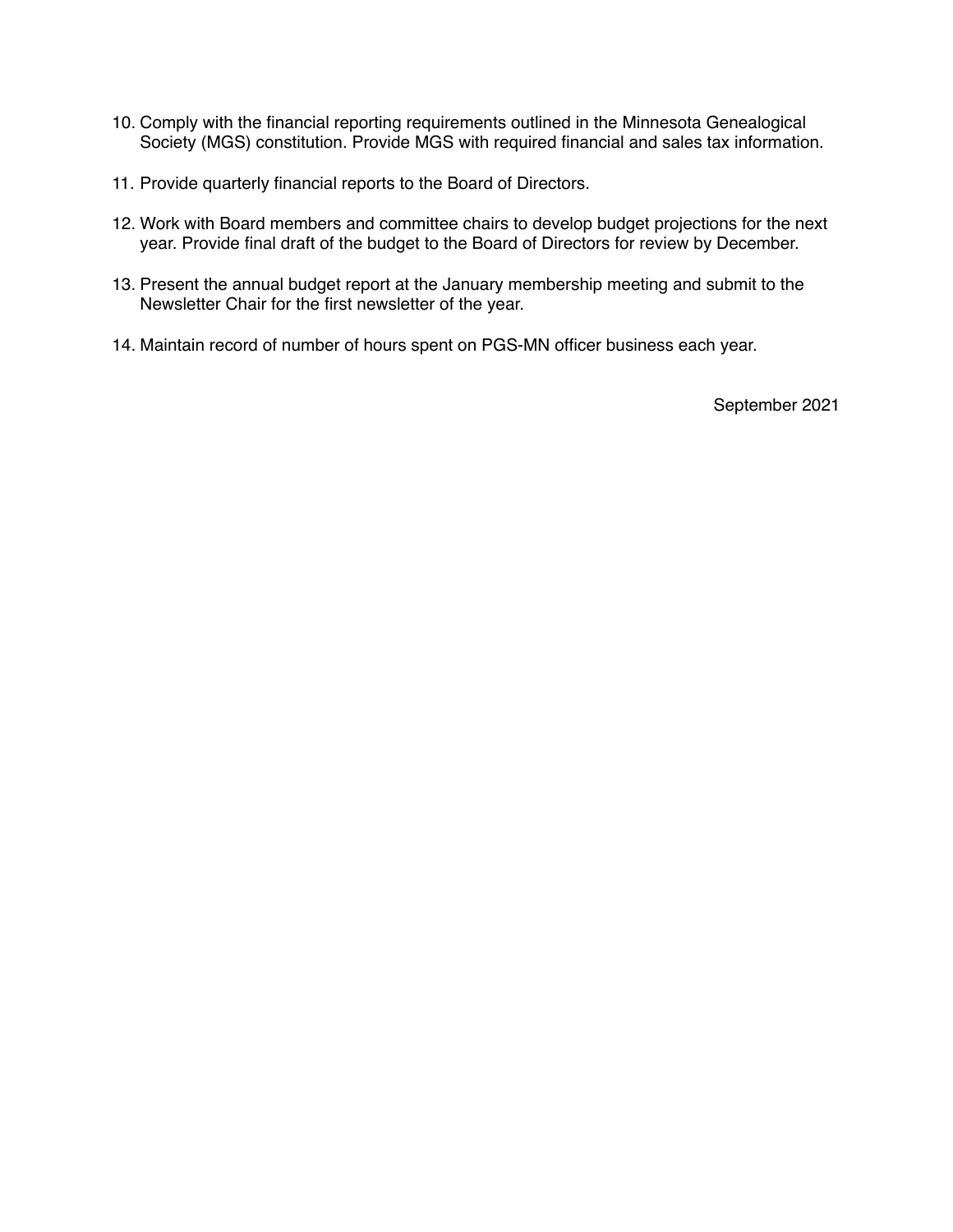10. Comply with the financial reporting requirements outlined in the Minnesota Genealogical Society (MGS) constitution. Provide MGS with required financial and sales tax information.

11. Provide quarterly financial reports to the Board of Directors.

12. Work with Board members and committee chairs to develop budget projections for the next year. Provide final draft of the budget to the Board of Directors for review by December.

13. Present the annual budget report at the January membership meeting and submit to the Newsletter Chair for the first newsletter of the year.

14. Maintain record of number of hours spent on PGS-MN officer business each year.

September 2021